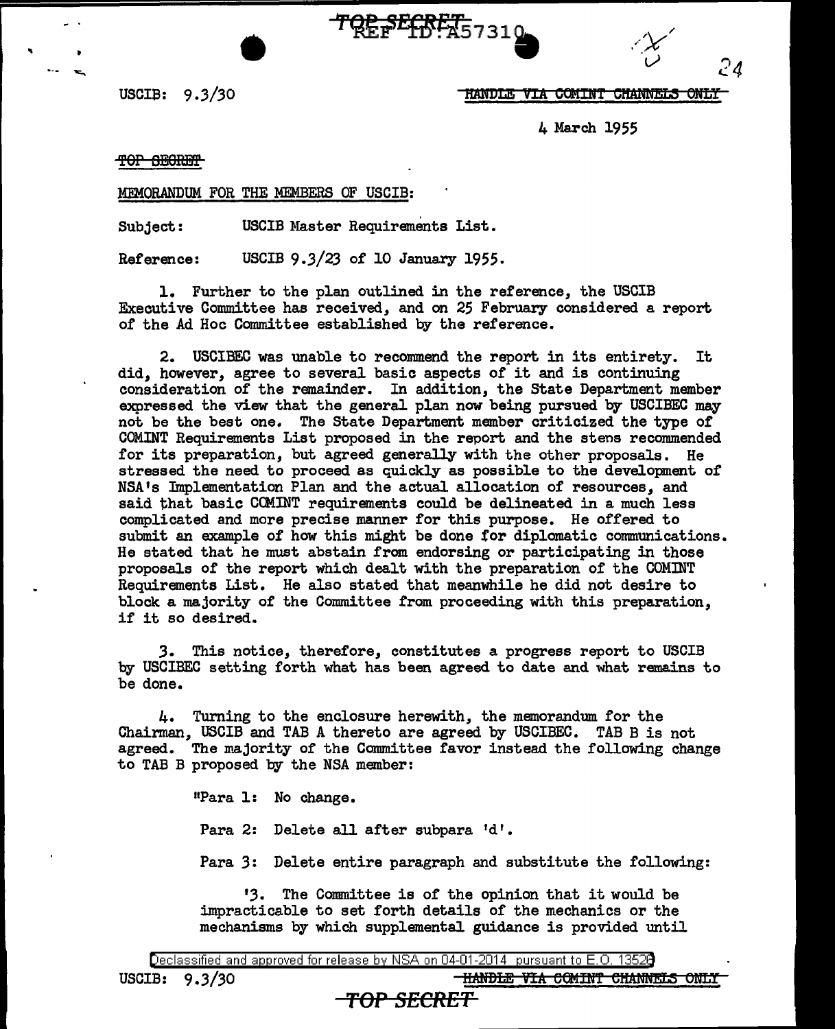USCIB: 9.3/30

HANDLE VIA COMINT CHANNELS ONLY

4 March 1955

TOP SECRET

MEMORANDUM FOR THE MEMBERS OF USCIB:

Subject: USCIB Master Requirements List.

Reference: USCIB 9.3/23 of 10 January 1955.

1. Further to the plan outlined in the reference, the USCIB Executive Committee has received, and on 25 February considered a report of the Ad Hoc Committee established by the reference.

2. USCIBEC was unable to recommend the report in its entirety. It did, however, agree to several basic aspects of it and is continuing consideration of the remainder. In addition, the State Department member expressed the view that the general plan now being pursued by USCIBEC may not be the best one. The State Department member criticized the type of COMINT Requirements List proposed in the report and the steps recommended for its preparation, but agreed generally with the other proposals. He stressed the need to proceed as quickly as possible to the development of NSA's Implementation Plan and the actual allocation of resources, and said that basic COMINT requirements could be delineated in a much less complicated and more precise manner for this purpose. He offered to submit an example of how this might be done for diplomatic communications. He stated that he must abstain from endorsing or participating in those proposals of the report which dealt with the preparation of the COMINT Requirements List. He also stated that meanwhile he did not desire to block a majority of the Committee from proceeding with this preparation, if it so desired.

3. This notice, therefore, constitutes a progress report to USCIB by USCIBEC setting forth what has been agreed to date and what remains to be done.

4. Turning to the enclosure herewith, the memorandum for the Chairman, USCIB and TAB A thereto are agreed by USCIBEC. TAB B is not agreed. The majority of the Committee favor instead the following change to TAB B proposed by the NSA member:

"Para 1: No change.

Para 2: Delete all after subpara 'd'.

Para 3: Delete entire paragraph and substitute the following:

'3. The Committee is of the opinion that it would be impracticable to set forth details of the mechanics or the mechanisms by which supplemental guidance is provided until

Declassified and approved for release by NSA on 04-01-2014 pursuant to E.O. 13526

USCIB: 9.3/30

HANDLE VIA COMINT CHANNELS ONLY

TOP SECRET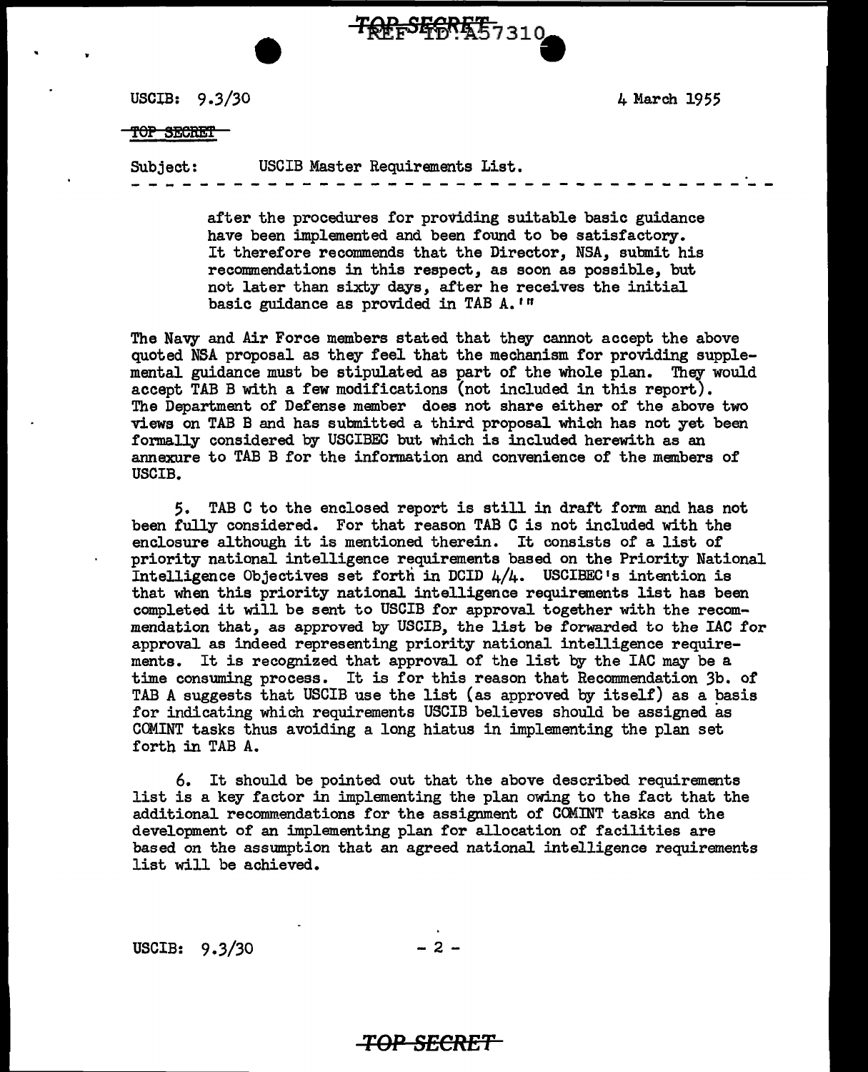USCIB: 9.3/30 4 March 1955

~~TOP SECRET~~

Subject: USCIB Master Requirements List.

after the procedures for providing suitable basic guidance have been implemented and been found to be satisfactory. It therefore recommends that the Director, NSA, submit his recommendations in this respect, as soon as possible, but not later than sixty days, after he receives the initial basic guidance as provided in TAB A.'"

The Navy and Air Force members stated that they cannot accept the above quoted NSA proposal as they feel that the mechanism for providing supplemental guidance must be stipulated as part of the whole plan. They would accept TAB B with a few modifications (not included in this report). The Department of Defense member does not share either of the above two views on TAB B and has submitted a third proposal which has not yet been formally considered by USCIBEC but which is included herewith as an annexure to TAB B for the information and convenience of the members of USCIB.

5. TAB C to the enclosed report is still in draft form and has not been fully considered. For that reason TAB C is not included with the enclosure although it is mentioned therein. It consists of a list of priority national intelligence requirements based on the Priority National Intelligence Objectives set forth in DCID 4/4. USCIBEC's intention is that when this priority national intelligence requirements list has been completed it will be sent to USCIB for approval together with the recommendation that, as approved by USCIB, the list be forwarded to the IAC for approval as indeed representing priority national intelligence requirements. It is recognized that approval of the list by the IAC may be a time consuming process. It is for this reason that Recommendation 3b. of TAB A suggests that USCIB use the list (as approved by itself) as a basis for indicating which requirements USCIB believes should be assigned as COMINT tasks thus avoiding a long hiatus in implementing the plan set forth in TAB A.

6. It should be pointed out that the above described requirements list is a key factor in implementing the plan owing to the fact that the additional recommendations for the assignment of COMINT tasks and the development of an implementing plan for allocation of facilities are based on the assumption that an agreed national intelligence requirements list will be achieved.

USCIB: 9.3/30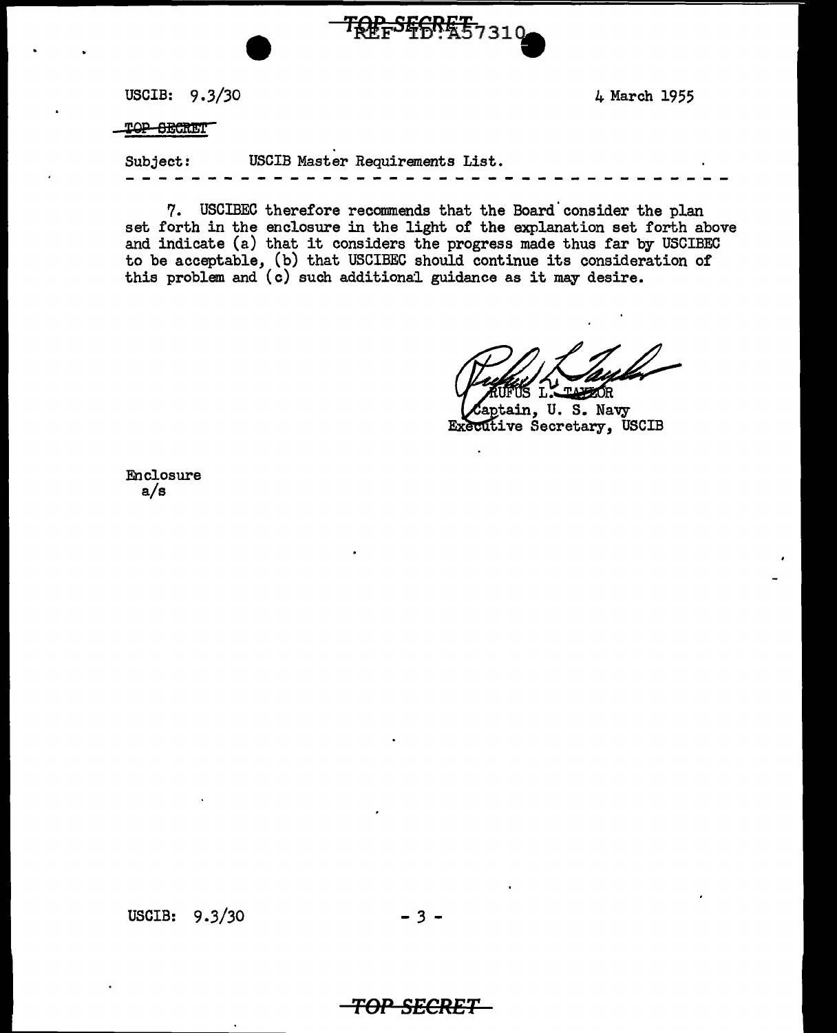USCIB: 9.3/30

4 March 1955

TOP SECRET

Subject: USCIB Master Requirements List.

- - - - - - - - - - - - - - - - - - - - - - - - - - - - - - - - - - - - - - -

7. USCIBEC therefore recommends that the Board consider the plan set forth in the enclosure in the light of the explanation set forth above and indicate (a) that it considers the progress made thus far by USCIBEC to be acceptable, (b) that USCIBEC should continue its consideration of this problem and (c) such additional guidance as it may desire.

RUFUS L. TAYLOR
Captain, U. S. Navy
Executive Secretary, USCIB

Enclosure
a/s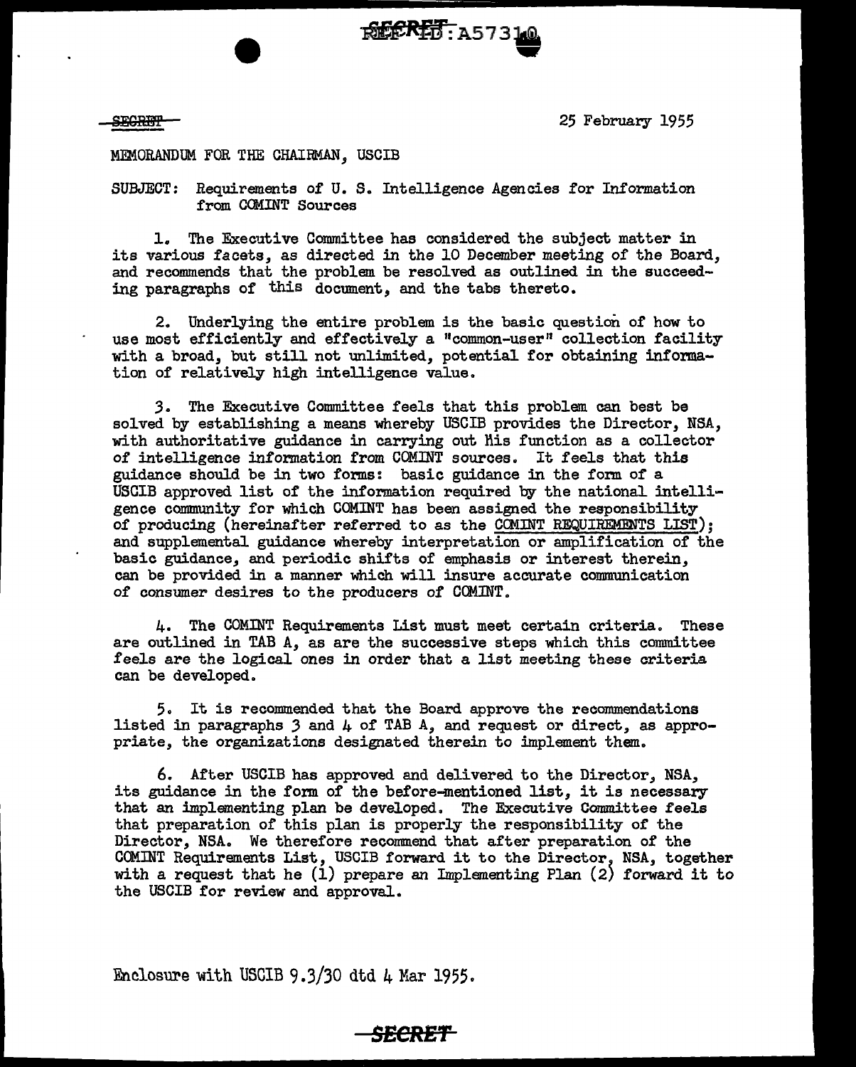~~SECRET~~

25 February 1955

MEMORANDUM FOR THE CHAIRMAN, USCIB

SUBJECT: Requirements of U. S. Intelligence Agencies for Information from COMINT Sources

1. The Executive Committee has considered the subject matter in its various facets, as directed in the 10 December meeting of the Board, and recommends that the problem be resolved as outlined in the succeeding paragraphs of this document, and the tabs thereto.

2. Underlying the entire problem is the basic question of how to use most efficiently and effectively a "common-user" collection facility with a broad, but still not unlimited, potential for obtaining information of relatively high intelligence value.

3. The Executive Committee feels that this problem can best be solved by establishing a means whereby USCIB provides the Director, NSA, with authoritative guidance in carrying out His function as a collector of intelligence information from COMINT sources. It feels that this guidance should be in two forms: basic guidance in the form of a USCIB approved list of the information required by the national intelligence community for which COMINT has been assigned the responsibility of producing (hereinafter referred to as the <u>COMINT REQUIREMENTS LIST</u>); and supplemental guidance whereby interpretation or amplification of the basic guidance, and periodic shifts of emphasis or interest therein, can be provided in a manner which will insure accurate communication of consumer desires to the producers of COMINT.

4. The COMINT Requirements List must meet certain criteria. These are outlined in TAB A, as are the successive steps which this committee feels are the logical ones in order that a list meeting these criteria can be developed.

5. It is recommended that the Board approve the recommendations listed in paragraphs 3 and 4 of TAB A, and request or direct, as appropriate, the organizations designated therein to implement them.

6. After USCIB has approved and delivered to the Director, NSA, its guidance in the form of the before-mentioned list, it is necessary that an implementing plan be developed. The Executive Committee feels that preparation of this plan is properly the responsibility of the Director, NSA. We therefore recommend that after preparation of the COMINT Requirements List, USCIB forward it to the Director, NSA, together with a request that he (1) prepare an Implementing Plan (2) forward it to the USCIB for review and approval.

Enclosure with USCIB 9.3/30 dtd 4 Mar 1955.

~~SECRET~~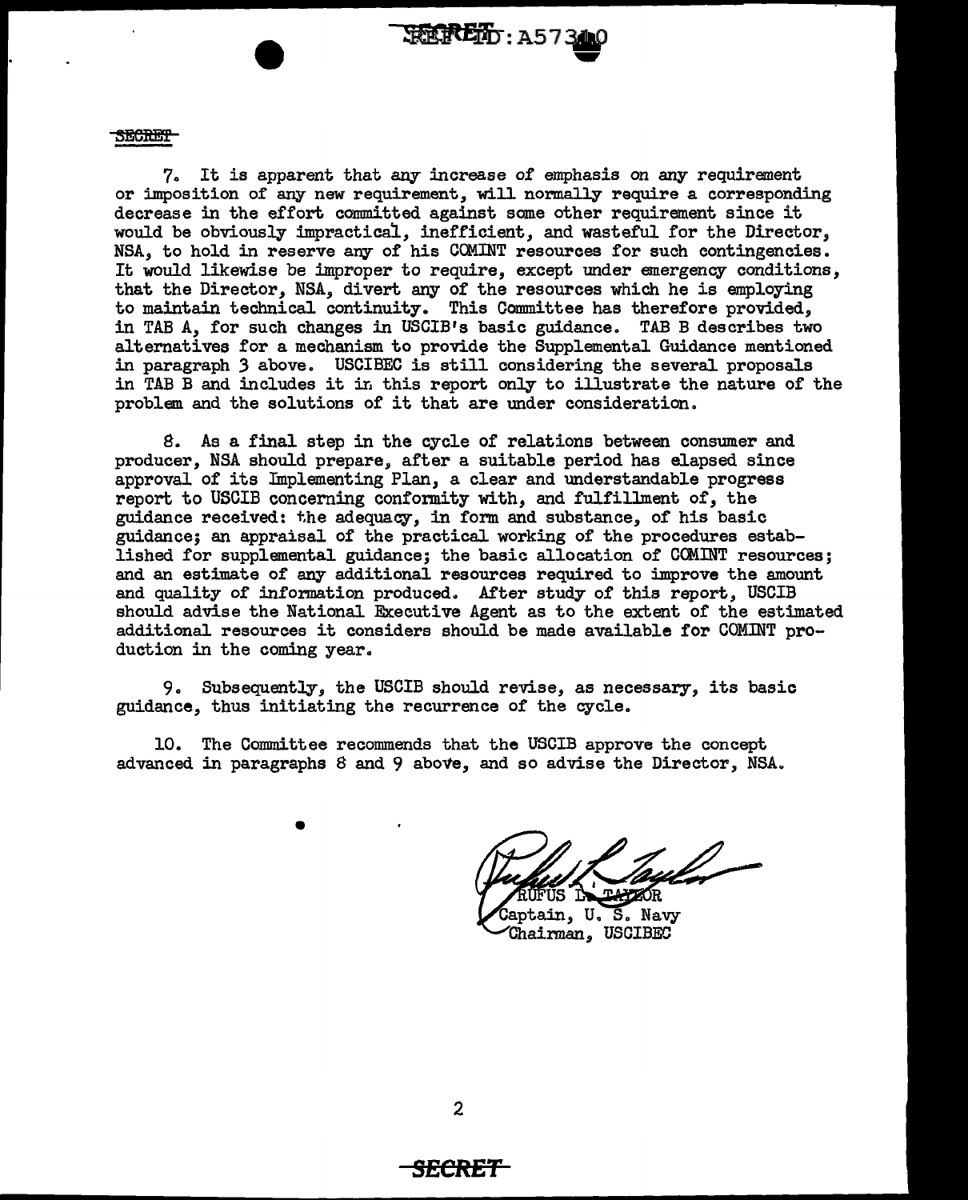SECRET

7. It is apparent that any increase of emphasis on any requirement or imposition of any new requirement, will normally require a corresponding decrease in the effort committed against some other requirement since it would be obviously impractical, inefficient, and wasteful for the Director, NSA, to hold in reserve any of his COMINT resources for such contingencies. It would likewise be improper to require, except under emergency conditions, that the Director, NSA, divert any of the resources which he is employing to maintain technical continuity. This Committee has therefore provided, in TAB A, for such changes in USCIB's basic guidance. TAB B describes two alternatives for a mechanism to provide the Supplemental Guidance mentioned in paragraph 3 above. USCIBEC is still considering the several proposals in TAB B and includes it in this report only to illustrate the nature of the problem and the solutions of it that are under consideration.

8. As a final step in the cycle of relations between consumer and producer, NSA should prepare, after a suitable period has elapsed since approval of its Implementing Plan, a clear and understandable progress report to USCIB concerning conformity with, and fulfillment of, the guidance received: the adequacy, in form and substance, of his basic guidance; an appraisal of the practical working of the procedures established for supplemental guidance; the basic allocation of COMINT resources; and an estimate of any additional resources required to improve the amount and quality of information produced. After study of this report, USCIB should advise the National Executive Agent as to the extent of the estimated additional resources it considers should be made available for COMINT production in the coming year.

9. Subsequently, the USCIB should revise, as necessary, its basic guidance, thus initiating the recurrence of the cycle.

10. The Committee recommends that the USCIB approve the concept advanced in paragraphs 8 and 9 above, and so advise the Director, NSA.

RUFUS L. TAYLOR
Captain, U. S. Navy
Chairman, USCIBEC

SECRET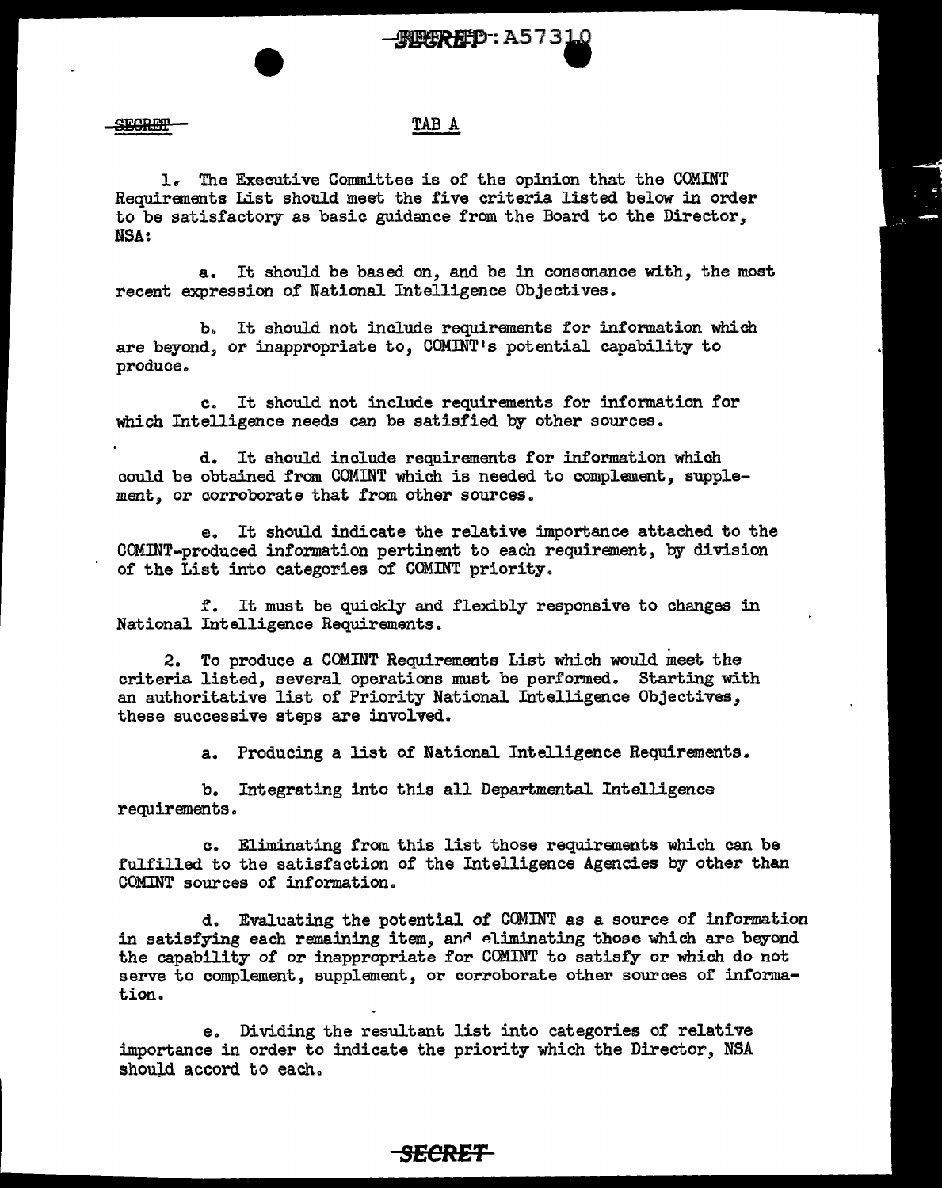SECRET

TAB A

1. The Executive Committee is of the opinion that the COMINT Requirements List should meet the five criteria listed below in order to be satisfactory as basic guidance from the Board to the Director, NSA:

a. It should be based on, and be in consonance with, the most recent expression of National Intelligence Objectives.

b. It should not include requirements for information which are beyond, or inappropriate to, COMINT's potential capability to produce.

c. It should not include requirements for information for which Intelligence needs can be satisfied by other sources.

d. It should include requirements for information which could be obtained from COMINT which is needed to complement, supplement, or corroborate that from other sources.

e. It should indicate the relative importance attached to the COMINT-produced information pertinent to each requirement, by division of the List into categories of COMINT priority.

f. It must be quickly and flexibly responsive to changes in National Intelligence Requirements.

2. To produce a COMINT Requirements List which would meet the criteria listed, several operations must be performed. Starting with an authoritative list of Priority National Intelligence Objectives, these successive steps are involved.

a. Producing a list of National Intelligence Requirements.

b. Integrating into this all Departmental Intelligence requirements.

c. Eliminating from this list those requirements which can be fulfilled to the satisfaction of the Intelligence Agencies by other than COMINT sources of information.

d. Evaluating the potential of COMINT as a source of information in satisfying each remaining item, and eliminating those which are beyond the capability of or inappropriate for COMINT to satisfy or which do not serve to complement, supplement, or corroborate other sources of information.

e. Dividing the resultant list into categories of relative importance in order to indicate the priority which the Director, NSA should accord to each.

SECRET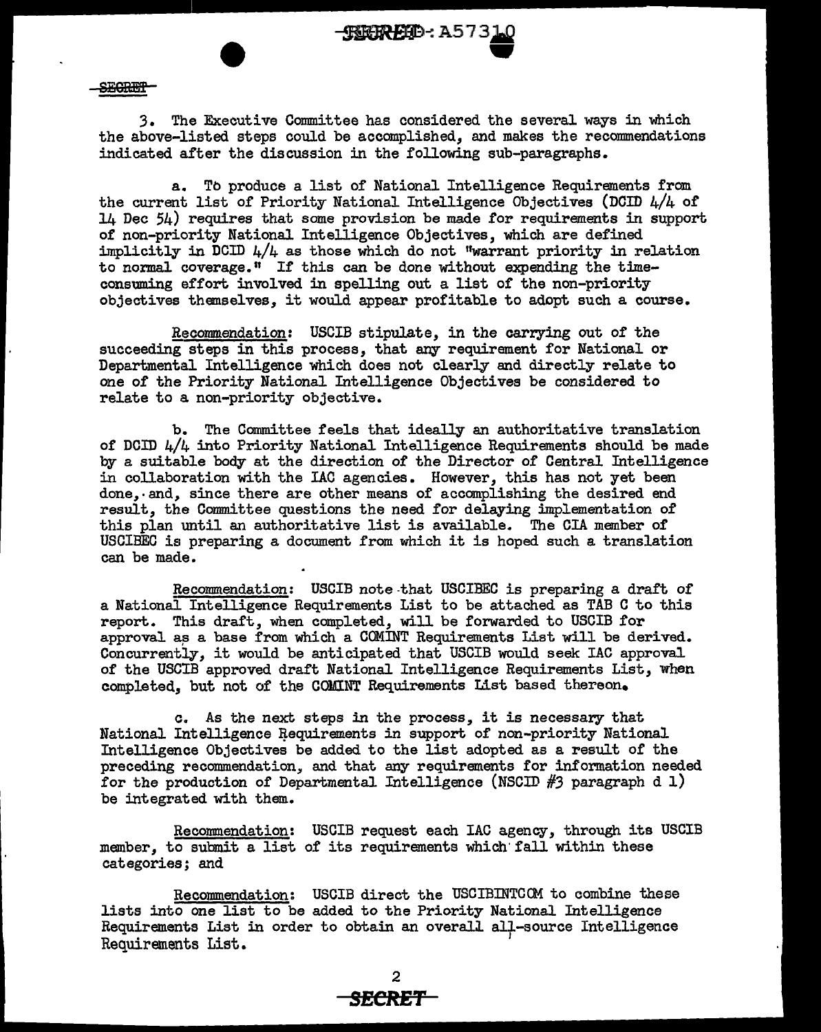3. The Executive Committee has considered the several ways in which the above-listed steps could be accomplished, and makes the recommendations indicated after the discussion in the following sub-paragraphs.

a. To produce a list of National Intelligence Requirements from the current list of Priority National Intelligence Objectives (DCID 4/4 of 14 Dec 54) requires that some provision be made for requirements in support of non-priority National Intelligence Objectives, which are defined implicitly in DCID 4/4 as those which do not "warrant priority in relation to normal coverage." If this can be done without expending the time-consuming effort involved in spelling out a list of the non-priority objectives themselves, it would appear profitable to adopt such a course.

Recommendation: USCIB stipulate, in the carrying out of the succeeding steps in this process, that any requirement for National or Departmental Intelligence which does not clearly and directly relate to one of the Priority National Intelligence Objectives be considered to relate to a non-priority objective.

b. The Committee feels that ideally an authoritative translation of DCID 4/4 into Priority National Intelligence Requirements should be made by a suitable body at the direction of the Director of Central Intelligence in collaboration with the IAC agencies. However, this has not yet been done, and, since there are other means of accomplishing the desired end result, the Committee questions the need for delaying implementation of this plan until an authoritative list is available. The CIA member of USCIBEC is preparing a document from which it is hoped such a translation can be made.

Recommendation: USCIB note that USCIBEC is preparing a draft of a National Intelligence Requirements List to be attached as TAB C to this report. This draft, when completed, will be forwarded to USCIB for approval as a base from which a COMINT Requirements List will be derived. Concurrently, it would be anticipated that USCIB would seek IAC approval of the USCIB approved draft National Intelligence Requirements List, when completed, but not of the COMINT Requirements List based thereon.

c. As the next steps in the process, it is necessary that National Intelligence Requirements in support of non-priority National Intelligence Objectives be added to the list adopted as a result of the preceding recommendation, and that any requirements for information needed for the production of Departmental Intelligence (NSCID #3 paragraph d 1) be integrated with them.

Recommendation: USCIB request each IAC agency, through its USCIB member, to submit a list of its requirements which fall within these categories; and

Recommendation: USCIB direct the USCIBINTCOM to combine these lists into one list to be added to the Priority National Intelligence Requirements List in order to obtain an overall all-source Intelligence Requirements List.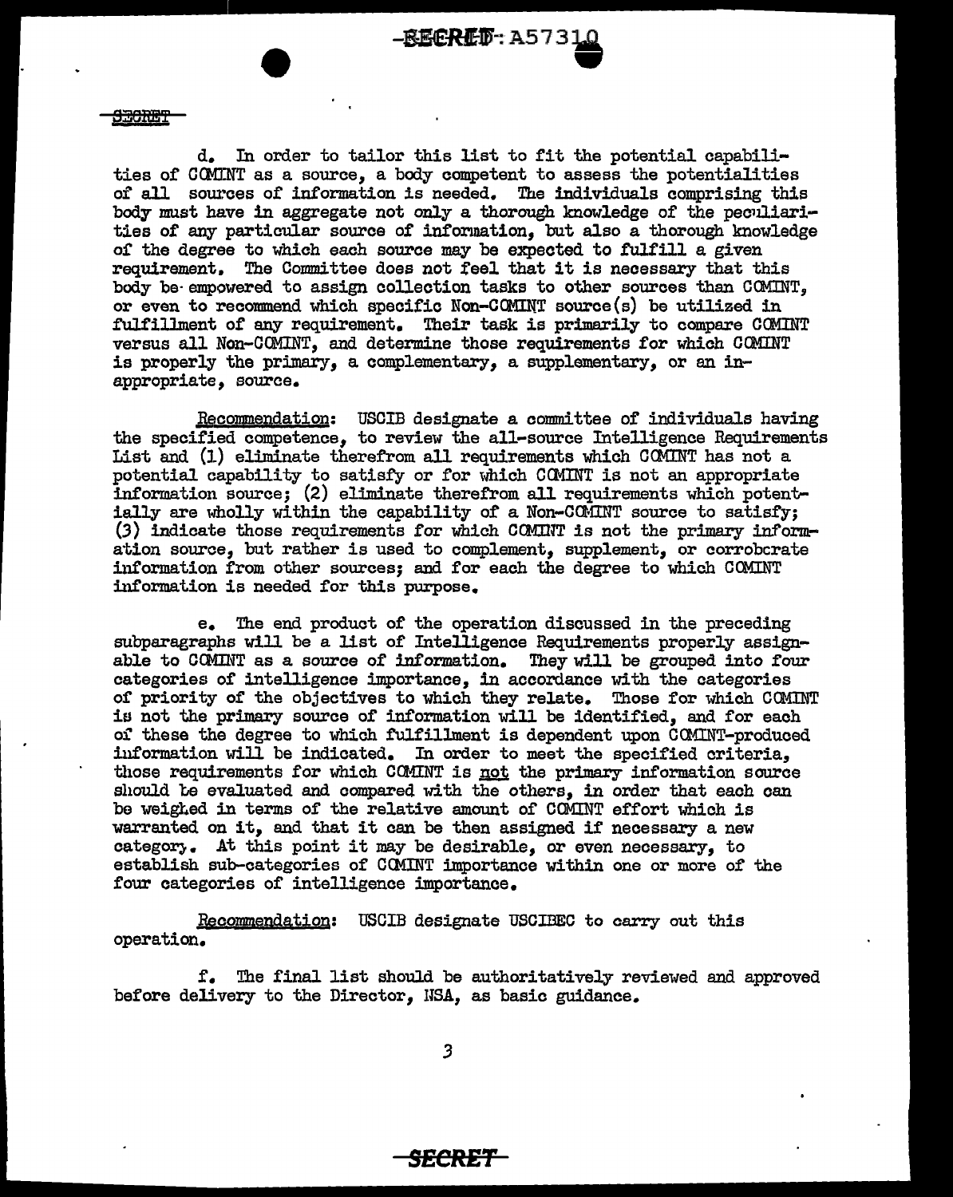d. In order to tailor this list to fit the potential capabilities of COMINT as a source, a body competent to assess the potentialities of all sources of information is needed. The individuals comprising this body must have in aggregate not only a thorough knowledge of the peculiarities of any particular source of information, but also a thorough knowledge of the degree to which each source may be expected to fulfill a given requirement. The Committee does not feel that it is necessary that this body be empowered to assign collection tasks to other sources than COMINT, or even to recommend which specific Non-COMINT source(s) be utilized in fulfillment of any requirement. Their task is primarily to compare COMINT versus all Non-COMINT, and determine those requirements for which COMINT is properly the primary, a complementary, a supplementary, or an inappropriate, source.

Recommendation: USCIB designate a committee of individuals having the specified competence, to review the all-source Intelligence Requirements List and (1) eliminate therefrom all requirements which COMINT has not a potential capability to satisfy or for which COMINT is not an appropriate information source; (2) eliminate therefrom all requirements which potentially are wholly within the capability of a Non-COMINT source to satisfy; (3) indicate those requirements for which COMINT is not the primary information source, but rather is used to complement, supplement, or corroborate information from other sources; and for each the degree to which COMINT information is needed for this purpose.

e. The end product of the operation discussed in the preceding subparagraphs will be a list of Intelligence Requirements properly assignable to COMINT as a source of information. They will be grouped into four categories of intelligence importance, in accordance with the categories of priority of the objectives to which they relate. Those for which COMINT is not the primary source of information will be identified, and for each of these the degree to which fulfillment is dependent upon COMINT-produced information will be indicated. In order to meet the specified criteria, those requirements for which COMINT is not the primary information source should be evaluated and compared with the others, in order that each can be weighed in terms of the relative amount of COMINT effort which is warranted on it, and that it can be then assigned if necessary a new category. At this point it may be desirable, or even necessary, to establish sub-categories of COMINT importance within one or more of the four categories of intelligence importance.

Recommendation: USCIB designate USCIBEC to carry out this operation.

f. The final list should be authoritatively reviewed and approved before delivery to the Director, NSA, as basic guidance.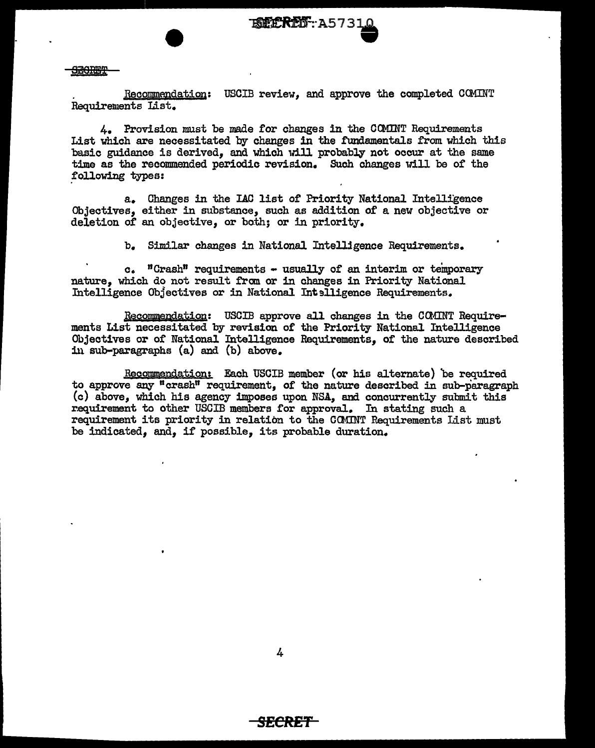Recommendation: USCIB review, and approve the completed COMINT Requirements List.

4. Provision must be made for changes in the COMINT Requirements List which are necessitated by changes in the fundamentals from which this basic guidance is derived, and which will probably not occur at the same time as the recommended periodic revision. Such changes will be of the following types:

a. Changes in the IAC list of Priority National Intelligence Objectives, either in substance, such as addition of a new objective or deletion of an objective, or both; or in priority.

b. Similar changes in National Intelligence Requirements.

c. "Crash" requirements - usually of an interim or temporary nature, which do not result from or in changes in Priority National Intelligence Objectives or in National Intelligence Requirements.

Recommendation: USCIB approve all changes in the COMINT Requirements List necessitated by revision of the Priority National Intelligence Objectives or of National Intelligence Requirements, of the nature described in sub-paragraphs (a) and (b) above.

Recommendation: Each USCIB member (or his alternate) be required to approve any "crash" requirement, of the nature described in sub-paragraph (c) above, which his agency imposes upon NSA, and concurrently submit this requirement to other USCIB members for approval. In stating such a requirement its priority in relation to the COMINT Requirements List must be indicated, and, if possible, its probable duration.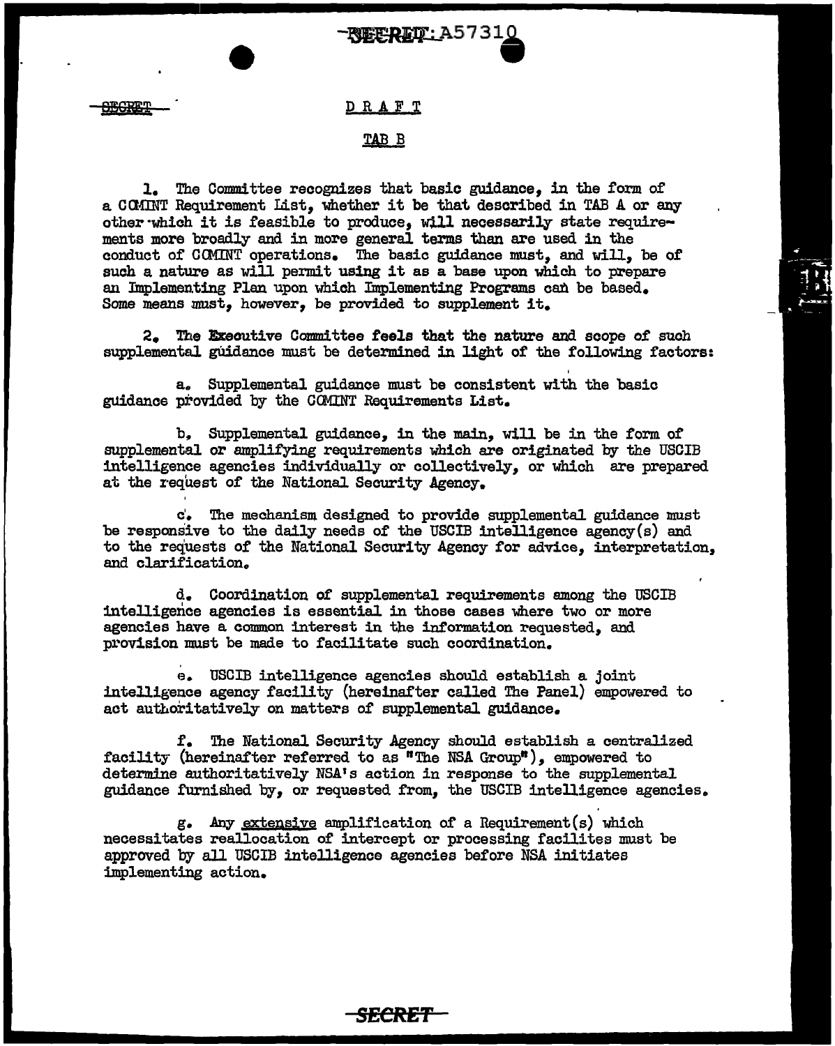SECRET

DRAFT

TAB B

1. The Committee recognizes that basic guidance, in the form of a COMINT Requirement List, whether it be that described in TAB A or any other which it is feasible to produce, will necessarily state requirements more broadly and in more general terms than are used in the conduct of COMINT operations. The basic guidance must, and will, be of such a nature as will permit using it as a base upon which to prepare an Implementing Plan upon which Implementing Programs can be based. Some means must, however, be provided to supplement it.

2. The Executive Committee feels that the nature and scope of such supplemental guidance must be determined in light of the following factors:

a. Supplemental guidance must be consistent with the basic guidance provided by the COMINT Requirements List.

b. Supplemental guidance, in the main, will be in the form of supplemental or amplifying requirements which are originated by the USCIB intelligence agencies individually or collectively, or which are prepared at the request of the National Security Agency.

c. The mechanism designed to provide supplemental guidance must be responsive to the daily needs of the USCIB intelligence agency(s) and to the requests of the National Security Agency for advice, interpretation, and clarification.

d. Coordination of supplemental requirements among the USCIB intelligence agencies is essential in those cases where two or more agencies have a common interest in the information requested, and provision must be made to facilitate such coordination.

e. USCIB intelligence agencies should establish a joint intelligence agency facility (hereinafter called The Panel) empowered to act authoritatively on matters of supplemental guidance.

f. The National Security Agency should establish a centralized facility (hereinafter referred to as "The NSA Group"), empowered to determine authoritatively NSA's action in response to the supplemental guidance furnished by, or requested from, the USCIB intelligence agencies.

g. Any _extensive_ amplification of a Requirement(s) which necessitates reallocation of intercept or processing facilites must be approved by _all_ USCIB intelligence agencies before NSA initiates implementing action.

SECRET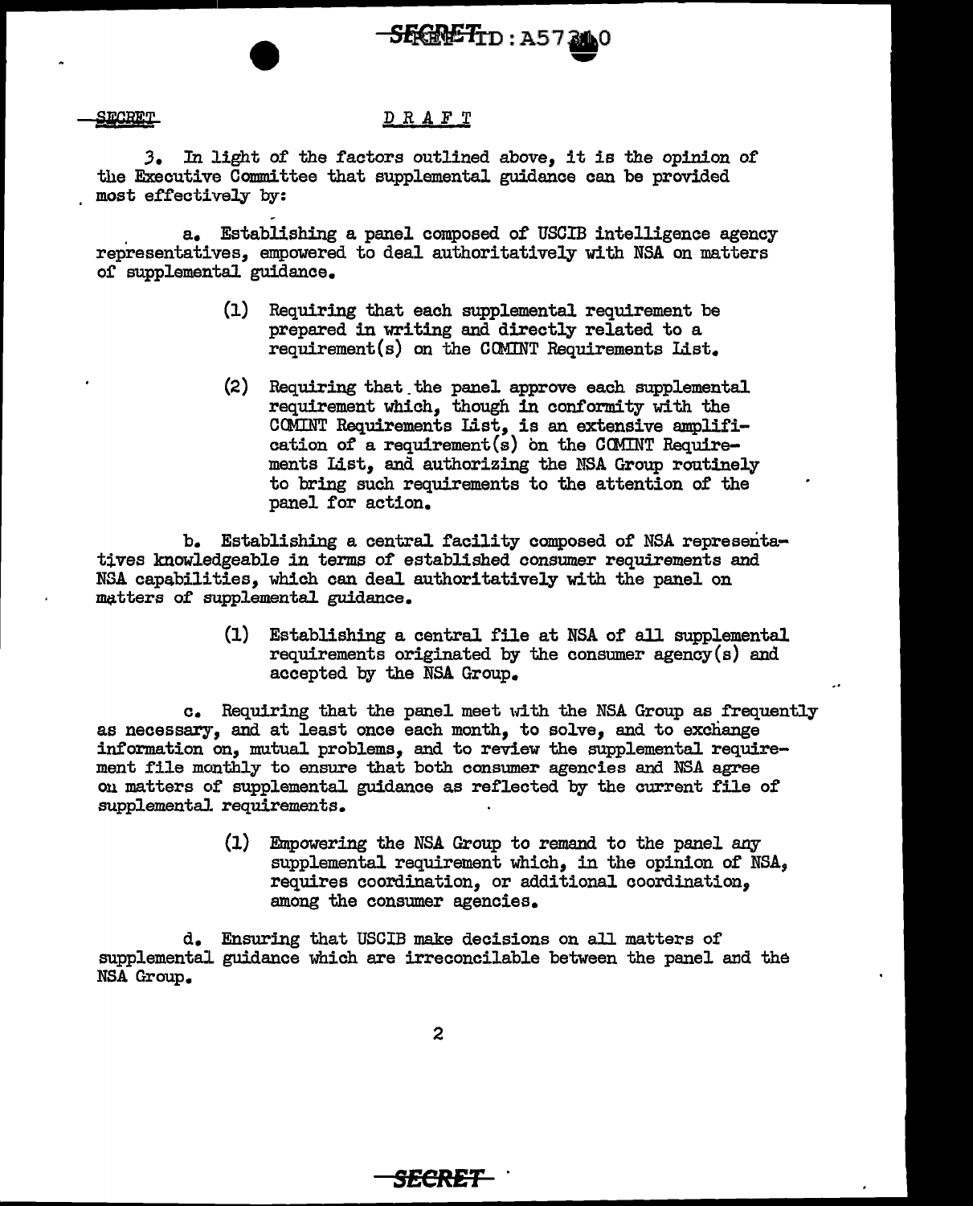SECRET DRAFT

3. In light of the factors outlined above, it is the opinion of the Executive Committee that supplemental guidance can be provided most effectively by:

a. Establishing a panel composed of USCIB intelligence agency representatives, empowered to deal authoritatively with NSA on matters of supplemental guidance.

(1) Requiring that each supplemental requirement be prepared in writing and directly related to a requirement(s) on the COMINT Requirements List.

(2) Requiring that the panel approve each supplemental requirement which, though in conformity with the COMINT Requirements List, is an extensive amplification of a requirement(s) on the COMINT Requirements List, and authorizing the NSA Group routinely to bring such requirements to the attention of the panel for action.

b. Establishing a central facility composed of NSA representatives knowledgeable in terms of established consumer requirements and NSA capabilities, which can deal authoritatively with the panel on matters of supplemental guidance.

(1) Establishing a central file at NSA of all supplemental requirements originated by the consumer agency(s) and accepted by the NSA Group.

c. Requiring that the panel meet with the NSA Group as frequently as necessary, and at least once each month, to solve, and to exchange information on, mutual problems, and to review the supplemental requirement file monthly to ensure that both consumer agencies and NSA agree on matters of supplemental guidance as reflected by the current file of supplemental requirements.

(1) Empowering the NSA Group to remand to the panel any supplemental requirement which, in the opinion of NSA, requires coordination, or additional coordination, among the consumer agencies.

d. Ensuring that USCIB make decisions on all matters of supplemental guidance which are irreconcilable between the panel and the NSA Group.

SECRET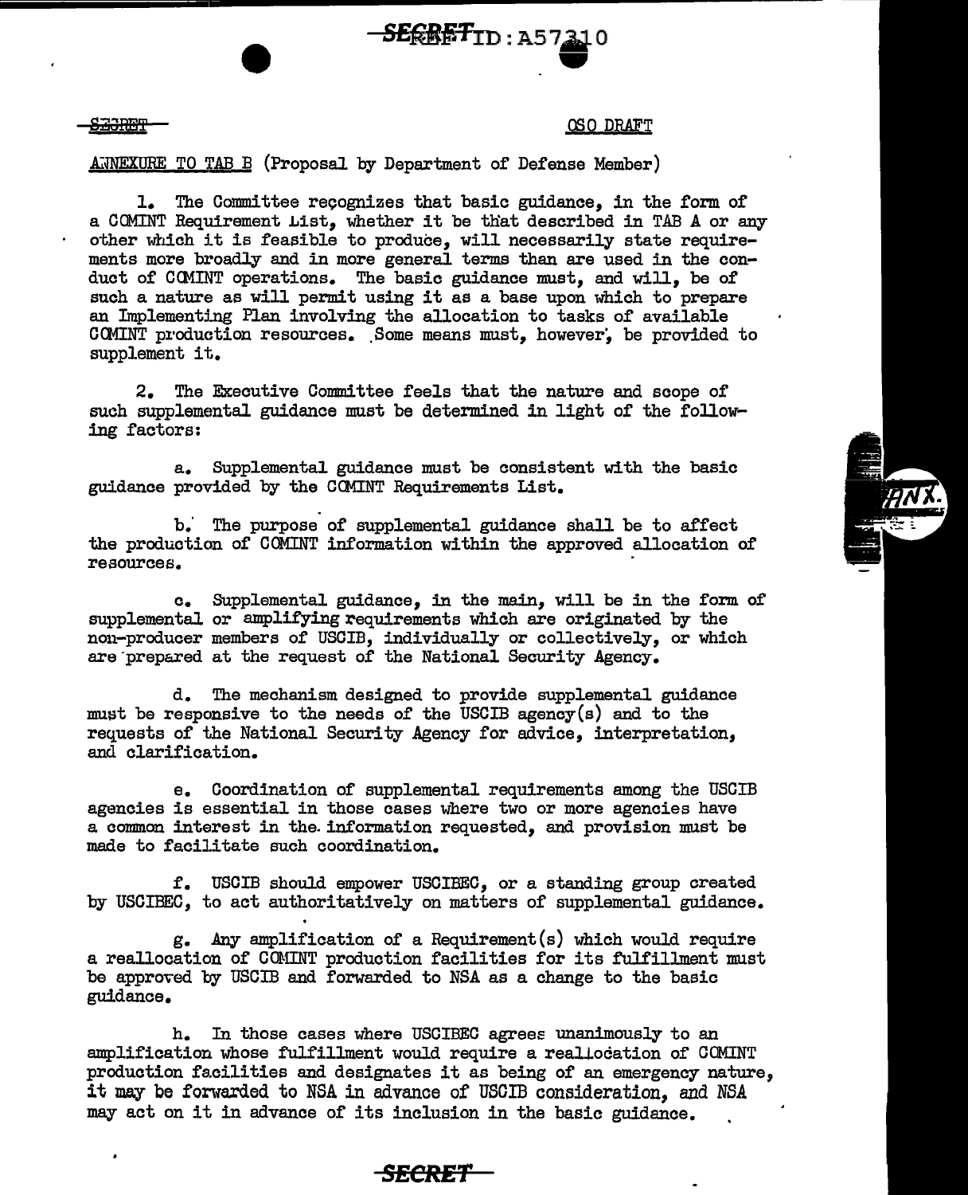SECRET

OSO DRAFT

ANNEXURE TO TAB B (Proposal by Department of Defense Member)

1. The Committee recognizes that basic guidance, in the form of a COMINT Requirement List, whether it be that described in TAB A or any other which it is feasible to produce, will necessarily state requirements more broadly and in more general terms than are used in the conduct of COMINT operations. The basic guidance must, and will, be of such a nature as will permit using it as a base upon which to prepare an Implementing Plan involving the allocation to tasks of available COMINT production resources. Some means must, however, be provided to supplement it.

2. The Executive Committee feels that the nature and scope of such supplemental guidance must be determined in light of the following factors:

a. Supplemental guidance must be consistent with the basic guidance provided by the COMINT Requirements List.

b. The purpose of supplemental guidance shall be to affect the production of COMINT information within the approved allocation of resources.

c. Supplemental guidance, in the main, will be in the form of supplemental or amplifying requirements which are originated by the non-producer members of USCIB, individually or collectively, or which are prepared at the request of the National Security Agency.

d. The mechanism designed to provide supplemental guidance must be responsive to the needs of the USCIB agency(s) and to the requests of the National Security Agency for advice, interpretation, and clarification.

e. Coordination of supplemental requirements among the USCIB agencies is essential in those cases where two or more agencies have a common interest in the information requested, and provision must be made to facilitate such coordination.

f. USCIB should empower USCIBEC, or a standing group created by USCIBEC, to act authoritatively on matters of supplemental guidance.

g. Any amplification of a Requirement(s) which would require a reallocation of COMINT production facilities for its fulfillment must be approved by USCIB and forwarded to NSA as a change to the basic guidance.

h. In those cases where USCIBEC agrees unanimously to an amplification whose fulfillment would require a reallocation of COMINT production facilities and designates it as being of an emergency nature, it may be forwarded to NSA in advance of USCIB consideration, and NSA may act on it in advance of its inclusion in the basic guidance.

SECRET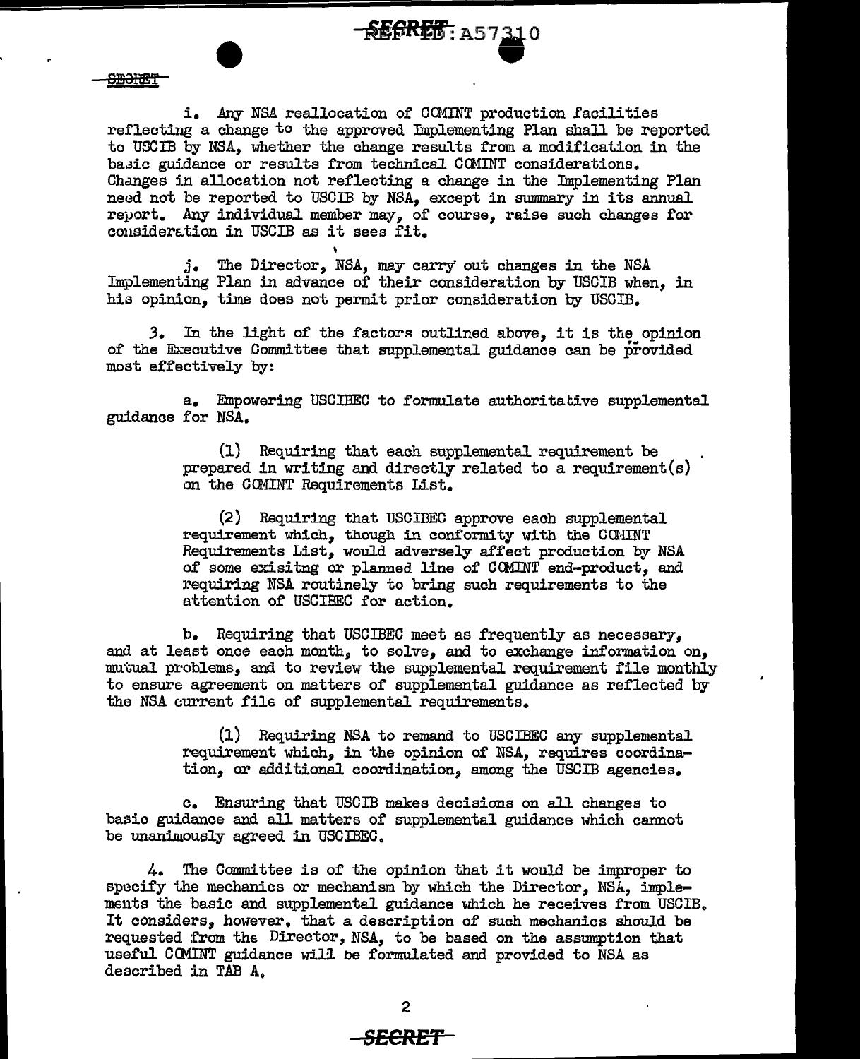i. Any NSA reallocation of COMINT production facilities reflecting a change to the approved Implementing Plan shall be reported to USCIB by NSA, whether the change results from a modification in the basic guidance or results from technical COMINT considerations. Changes in allocation not reflecting a change in the Implementing Plan need not be reported to USCIB by NSA, except in summary in its annual report. Any individual member may, of course, raise such changes for consideration in USCIB as it sees fit.

j. The Director, NSA, may carry out changes in the NSA Implementing Plan in advance of their consideration by USCIB when, in his opinion, time does not permit prior consideration by USCIB.

3. In the light of the factors outlined above, it is the opinion of the Executive Committee that supplemental guidance can be provided most effectively by:

a. Empowering USCIBEC to formulate authoritative supplemental guidance for NSA.

(1) Requiring that each supplemental requirement be prepared in writing and directly related to a requirement(s) on the COMINT Requirements List.

(2) Requiring that USCIBEC approve each supplemental requirement which, though in conformity with the COMINT Requirements List, would adversely affect production by NSA of some exisitng or planned line of COMINT end-product, and requiring NSA routinely to bring such requirements to the attention of USCIBEC for action.

b. Requiring that USCIBEC meet as frequently as necessary, and at least once each month, to solve, and to exchange information on, mutual problems, and to review the supplemental requirement file monthly to ensure agreement on matters of supplemental guidance as reflected by the NSA current file of supplemental requirements.

(1) Requiring NSA to remand to USCIBEC any supplemental requirement which, in the opinion of NSA, requires coordination, or additional coordination, among the USCIB agencies.

c. Ensuring that USCIB makes decisions on all changes to basic guidance and all matters of supplemental guidance which cannot be unanimously agreed in USCIBEC.

4. The Committee is of the opinion that it would be improper to specify the mechanics or mechanism by which the Director, NSA, implements the basic and supplemental guidance which he receives from USCIB. It considers, however, that a description of such mechanics should be requested from the Director, NSA, to be based on the assumption that useful COMINT guidance will be formulated and provided to NSA as described in TAB A.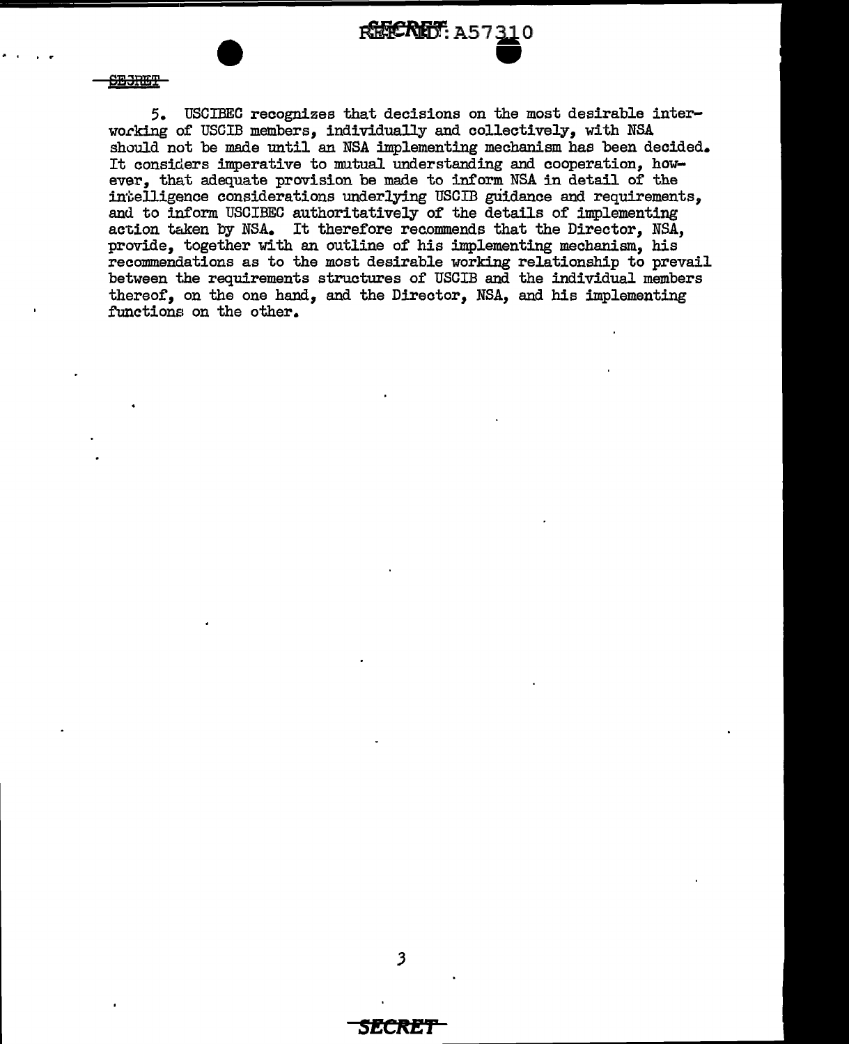5. USCIBEC recognizes that decisions on the most desirable interworking of USCIB members, individually and collectively, with NSA should not be made until an NSA implementing mechanism has been decided. It considers imperative to mutual understanding and cooperation, however, that adequate provision be made to inform NSA in detail of the intelligence considerations underlying USCIB guidance and requirements, and to inform USCIBEC authoritatively of the details of implementing action taken by NSA. It therefore recommends that the Director, NSA, provide, together with an outline of his implementing mechanism, his recommendations as to the most desirable working relationship to prevail between the requirements structures of USCIB and the individual members thereof, on the one hand, and the Director, NSA, and his implementing functions on the other.